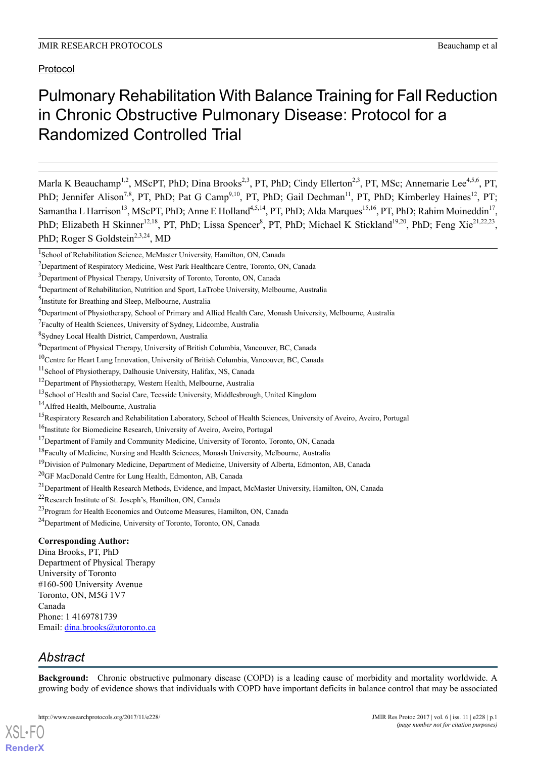Protocol

# Pulmonary Rehabilitation With Balance Training for Fall Reduction in Chronic Obstructive Pulmonary Disease: Protocol for a Randomized Controlled Trial

Marla K Beauchamp[1,2], MScPT, PhD; Dina Brooks[2,3], PT, PhD; Cindy Ellerton[2,3], PT, MSc; Annemarie Lee[4,5,6], PT, PhD; Jennifer Alison[7,8], PT, PhD; Pat G Camp[9,10], PT, PhD; Gail Dechman[11], PT, PhD; Kimberley Haines[12], PT; Samantha L Harrison[13], MScPT, PhD; Anne E Holland[4,5,14], PT, PhD; Alda Marques[15,16], PT, PhD; Rahim Moineddin[17], PhD; Elizabeth H Skinner[12,18], PT, PhD; Lissa Spencer[8], PT, PhD; Michael K Stickland[19,20], PhD; Feng Xie[21,22,23], PhD; Roger S Goldstein[2,3,24], MD

[1]School of Rehabilitation Science, McMaster University, Hamilton, ON, Canada
[2]Department of Respiratory Medicine, West Park Healthcare Centre, Toronto, ON, Canada
[3]Department of Physical Therapy, University of Toronto, Toronto, ON, Canada
[4]Department of Rehabilitation, Nutrition and Sport, LaTrobe University, Melbourne, Australia
[5]Institute for Breathing and Sleep, Melbourne, Australia
[6]Department of Physiotherapy, School of Primary and Allied Health Care, Monash University, Melbourne, Australia
[7]Faculty of Health Sciences, University of Sydney, Lidcombe, Australia
[8]Sydney Local Health District, Camperdown, Australia
[9]Department of Physical Therapy, University of British Columbia, Vancouver, BC, Canada
[10]Centre for Heart Lung Innovation, University of British Columbia, Vancouver, BC, Canada
[11]School of Physiotherapy, Dalhousie University, Halifax, NS, Canada
[12]Department of Physiotherapy, Western Health, Melbourne, Australia
[13]School of Health and Social Care, Teesside University, Middlesbrough, United Kingdom
[14]Alfred Health, Melbourne, Australia
[15]Respiratory Research and Rehabilitation Laboratory, School of Health Sciences, University of Aveiro, Aveiro, Portugal
[16]Institute for Biomedicine Research, University of Aveiro, Aveiro, Portugal
[17]Department of Family and Community Medicine, University of Toronto, Toronto, ON, Canada
[18]Faculty of Medicine, Nursing and Health Sciences, Monash University, Melbourne, Australia
[19]Division of Pulmonary Medicine, Department of Medicine, University of Alberta, Edmonton, AB, Canada
[20]GF MacDonald Centre for Lung Health, Edmonton, AB, Canada
[21]Department of Health Research Methods, Evidence, and Impact, McMaster University, Hamilton, ON, Canada
[22]Research Institute of St. Joseph's, Hamilton, ON, Canada
[23]Program for Health Economics and Outcome Measures, Hamilton, ON, Canada
[24]Department of Medicine, University of Toronto, Toronto, ON, Canada

**Corresponding Author:**
Dina Brooks, PT, PhD
Department of Physical Therapy
University of Toronto
#160-500 University Avenue
Toronto, ON, M5G 1V7
Canada
Phone: 1 4169781739
Email: dina.brooks@utoronto.ca

## Abstract

**Background:** Chronic obstructive pulmonary disease (COPD) is a leading cause of morbidity and mortality worldwide. A growing body of evidence shows that individuals with COPD have important deficits in balance control that may be associated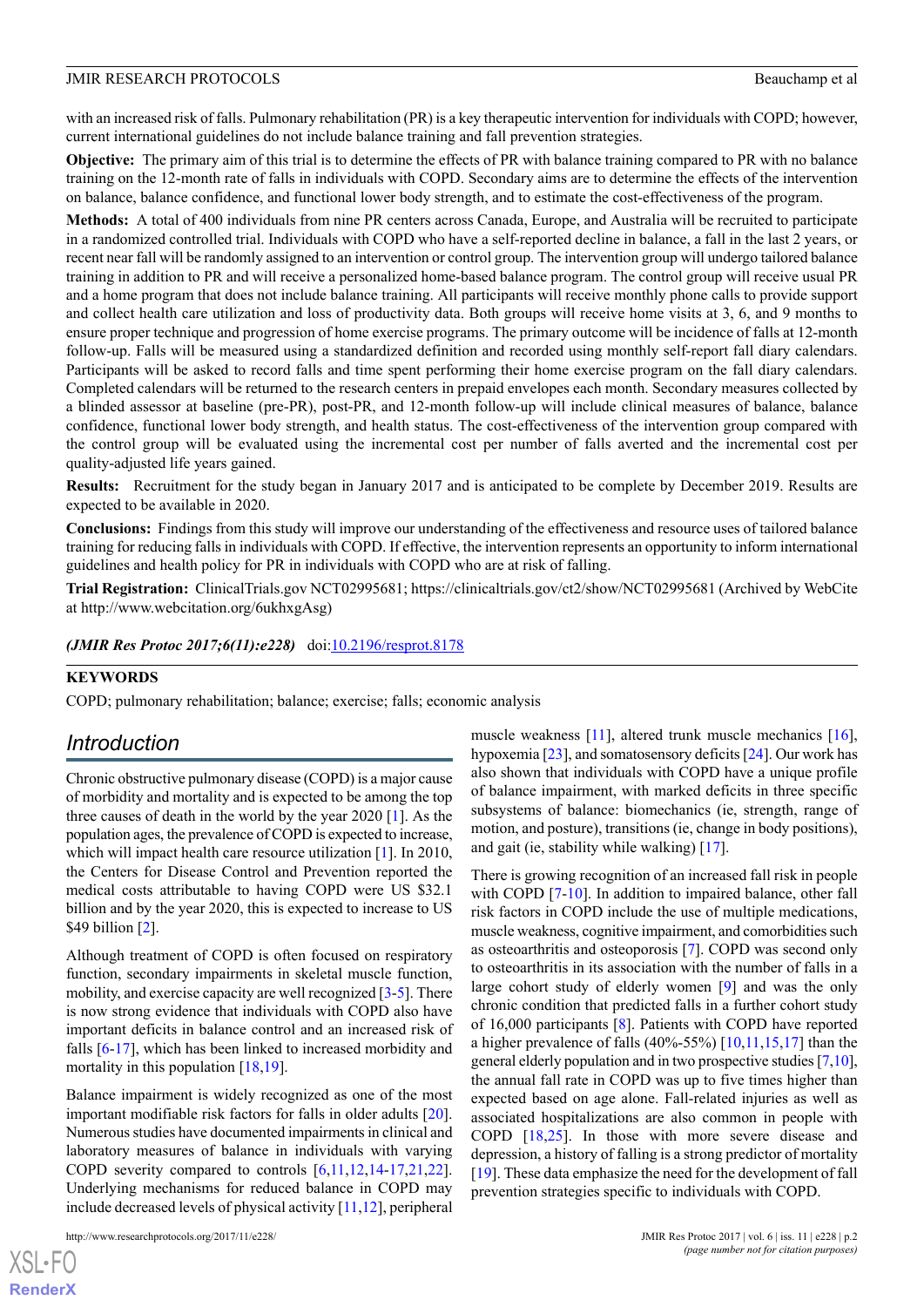with an increased risk of falls. Pulmonary rehabilitation (PR) is a key therapeutic intervention for individuals with COPD; however, current international guidelines do not include balance training and fall prevention strategies.

**Objective:** The primary aim of this trial is to determine the effects of PR with balance training compared to PR with no balance training on the 12-month rate of falls in individuals with COPD. Secondary aims are to determine the effects of the intervention on balance, balance confidence, and functional lower body strength, and to estimate the cost-effectiveness of the program.

**Methods:** A total of 400 individuals from nine PR centers across Canada, Europe, and Australia will be recruited to participate in a randomized controlled trial. Individuals with COPD who have a self-reported decline in balance, a fall in the last 2 years, or recent near fall will be randomly assigned to an intervention or control group. The intervention group will undergo tailored balance training in addition to PR and will receive a personalized home-based balance program. The control group will receive usual PR and a home program that does not include balance training. All participants will receive monthly phone calls to provide support and collect health care utilization and loss of productivity data. Both groups will receive home visits at 3, 6, and 9 months to ensure proper technique and progression of home exercise programs. The primary outcome will be incidence of falls at 12-month follow-up. Falls will be measured using a standardized definition and recorded using monthly self-report fall diary calendars. Participants will be asked to record falls and time spent performing their home exercise program on the fall diary calendars. Completed calendars will be returned to the research centers in prepaid envelopes each month. Secondary measures collected by a blinded assessor at baseline (pre-PR), post-PR, and 12-month follow-up will include clinical measures of balance, balance confidence, functional lower body strength, and health status. The cost-effectiveness of the intervention group compared with the control group will be evaluated using the incremental cost per number of falls averted and the incremental cost per quality-adjusted life years gained.

**Results:** Recruitment for the study began in January 2017 and is anticipated to be complete by December 2019. Results are expected to be available in 2020.

**Conclusions:** Findings from this study will improve our understanding of the effectiveness and resource uses of tailored balance training for reducing falls in individuals with COPD. If effective, the intervention represents an opportunity to inform international guidelines and health policy for PR in individuals with COPD who are at risk of falling.

**Trial Registration:** ClinicalTrials.gov NCT02995681; https://clinicaltrials.gov/ct2/show/NCT02995681 (Archived by WebCite at http://www.webcitation.org/6ukhxgAsg)

***(JMIR Res Protoc 2017;6(11):e228)*** doi:10.2196/resprot.8178

**KEYWORDS**

COPD; pulmonary rehabilitation; balance; exercise; falls; economic analysis

## Introduction

Chronic obstructive pulmonary disease (COPD) is a major cause of morbidity and mortality and is expected to be among the top three causes of death in the world by the year 2020 [1]. As the population ages, the prevalence of COPD is expected to increase, which will impact health care resource utilization [1]. In 2010, the Centers for Disease Control and Prevention reported the medical costs attributable to having COPD were US $32.1 billion and by the year 2020, this is expected to increase to US $49 billion [2].

Although treatment of COPD is often focused on respiratory function, secondary impairments in skeletal muscle function, mobility, and exercise capacity are well recognized [3-5]. There is now strong evidence that individuals with COPD also have important deficits in balance control and an increased risk of falls [6-17], which has been linked to increased morbidity and mortality in this population [18,19].

Balance impairment is widely recognized as one of the most important modifiable risk factors for falls in older adults [20]. Numerous studies have documented impairments in clinical and laboratory measures of balance in individuals with varying COPD severity compared to controls [6,11,12,14-17,21,22]. Underlying mechanisms for reduced balance in COPD may include decreased levels of physical activity [11,12], peripheral muscle weakness [11], altered trunk muscle mechanics [16], hypoxemia [23], and somatosensory deficits [24]. Our work has also shown that individuals with COPD have a unique profile of balance impairment, with marked deficits in three specific subsystems of balance: biomechanics (ie, strength, range of motion, and posture), transitions (ie, change in body positions), and gait (ie, stability while walking) [17].

There is growing recognition of an increased fall risk in people with COPD [7-10]. In addition to impaired balance, other fall risk factors in COPD include the use of multiple medications, muscle weakness, cognitive impairment, and comorbidities such as osteoarthritis and osteoporosis [7]. COPD was second only to osteoarthritis in its association with the number of falls in a large cohort study of elderly women [9] and was the only chronic condition that predicted falls in a further cohort study of 16,000 participants [8]. Patients with COPD have reported a higher prevalence of falls (40%-55%) [10,11,15,17] than the general elderly population and in two prospective studies [7,10], the annual fall rate in COPD was up to five times higher than expected based on age alone. Fall-related injuries as well as associated hospitalizations are also common in people with COPD [18,25]. In those with more severe disease and depression, a history of falling is a strong predictor of mortality [19]. These data emphasize the need for the development of fall prevention strategies specific to individuals with COPD.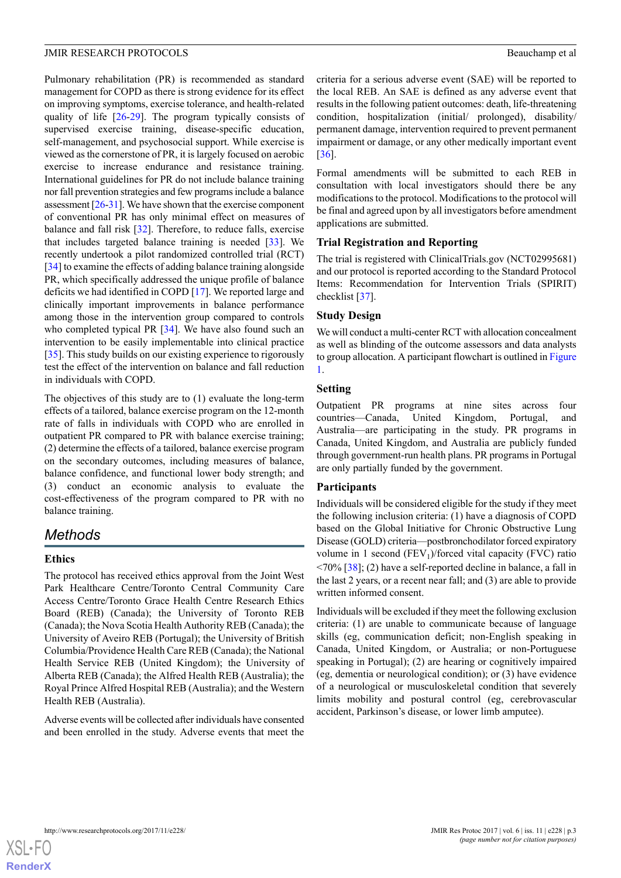Pulmonary rehabilitation (PR) is recommended as standard management for COPD as there is strong evidence for its effect on improving symptoms, exercise tolerance, and health-related quality of life [26-29]. The program typically consists of supervised exercise training, disease-specific education, self-management, and psychosocial support. While exercise is viewed as the cornerstone of PR, it is largely focused on aerobic exercise to increase endurance and resistance training. International guidelines for PR do not include balance training nor fall prevention strategies and few programs include a balance assessment [26-31]. We have shown that the exercise component of conventional PR has only minimal effect on measures of balance and fall risk [32]. Therefore, to reduce falls, exercise that includes targeted balance training is needed [33]. We recently undertook a pilot randomized controlled trial (RCT) [34] to examine the effects of adding balance training alongside PR, which specifically addressed the unique profile of balance deficits we had identified in COPD [17]. We reported large and clinically important improvements in balance performance among those in the intervention group compared to controls who completed typical PR [34]. We have also found such an intervention to be easily implementable into clinical practice [35]. This study builds on our existing experience to rigorously test the effect of the intervention on balance and fall reduction in individuals with COPD.

The objectives of this study are to (1) evaluate the long-term effects of a tailored, balance exercise program on the 12-month rate of falls in individuals with COPD who are enrolled in outpatient PR compared to PR with balance exercise training; (2) determine the effects of a tailored, balance exercise program on the secondary outcomes, including measures of balance, balance confidence, and functional lower body strength; and (3) conduct an economic analysis to evaluate the cost-effectiveness of the program compared to PR with no balance training.

## Methods

### Ethics

The protocol has received ethics approval from the Joint West Park Healthcare Centre/Toronto Central Community Care Access Centre/Toronto Grace Health Centre Research Ethics Board (REB) (Canada); the University of Toronto REB (Canada); the Nova Scotia Health Authority REB (Canada); the University of Aveiro REB (Portugal); the University of British Columbia/Providence Health Care REB (Canada); the National Health Service REB (United Kingdom); the University of Alberta REB (Canada); the Alfred Health REB (Australia); the Royal Prince Alfred Hospital REB (Australia); and the Western Health REB (Australia).

Adverse events will be collected after individuals have consented and been enrolled in the study. Adverse events that meet the criteria for a serious adverse event (SAE) will be reported to the local REB. An SAE is defined as any adverse event that results in the following patient outcomes: death, life-threatening condition, hospitalization (initial/ prolonged), disability/ permanent damage, intervention required to prevent permanent impairment or damage, or any other medically important event [36].

Formal amendments will be submitted to each REB in consultation with local investigators should there be any modifications to the protocol. Modifications to the protocol will be final and agreed upon by all investigators before amendment applications are submitted.

### Trial Registration and Reporting

The trial is registered with ClinicalTrials.gov (NCT02995681) and our protocol is reported according to the Standard Protocol Items: Recommendation for Intervention Trials (SPIRIT) checklist [37].

### Study Design

We will conduct a multi-center RCT with allocation concealment as well as blinding of the outcome assessors and data analysts to group allocation. A participant flowchart is outlined in Figure 1.

### Setting

Outpatient PR programs at nine sites across four countries—Canada, United Kingdom, Portugal, and Australia—are participating in the study. PR programs in Canada, United Kingdom, and Australia are publicly funded through government-run health plans. PR programs in Portugal are only partially funded by the government.

### Participants

Individuals will be considered eligible for the study if they meet the following inclusion criteria: (1) have a diagnosis of COPD based on the Global Initiative for Chronic Obstructive Lung Disease (GOLD) criteria—postbronchodilator forced expiratory volume in 1 second ($FEV_1$)/forced vital capacity (FVC) ratio <70% [38]; (2) have a self-reported decline in balance, a fall in the last 2 years, or a recent near fall; and (3) are able to provide written informed consent.

Individuals will be excluded if they meet the following exclusion criteria: (1) are unable to communicate because of language skills (eg, communication deficit; non-English speaking in Canada, United Kingdom, or Australia; or non-Portuguese speaking in Portugal); (2) are hearing or cognitively impaired (eg, dementia or neurological condition); or (3) have evidence of a neurological or musculoskeletal condition that severely limits mobility and postural control (eg, cerebrovascular accident, Parkinson's disease, or lower limb amputee).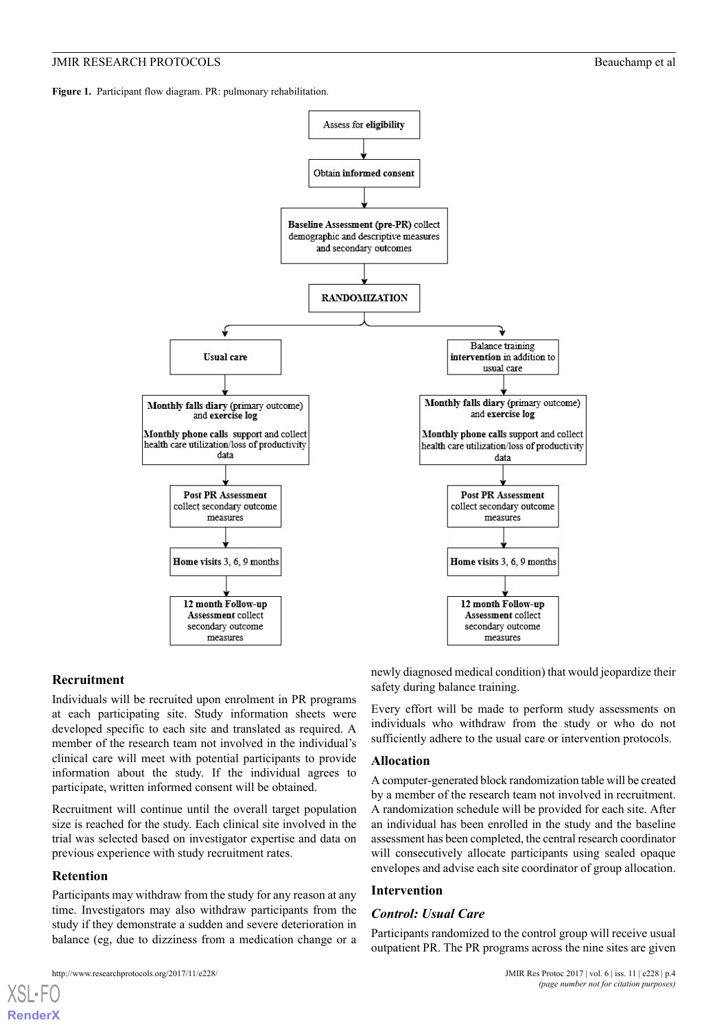**Figure 1.** Participant flow diagram. PR: pulmonary rehabilitation.

Assess for **eligibility**

Obtain **informed consent**

**Baseline Assessment (pre-PR)** collect demographic and descriptive measures and secondary outcomes

**RANDOMIZATION**

| **Usual care** | Balance training **intervention** in addition to usual care |
|---|---|
| **Monthly falls diary** (primary outcome) and **exercise log**; **Monthly phone calls** support and collect health care utilization/loss of productivity data | **Monthly falls diary** (primary outcome) and **exercise log**; **Monthly phone calls** support and collect health care utilization/loss of productivity data |
| **Post PR Assessment** collect secondary outcome measures | **Post PR Assessment** collect secondary outcome measures |
| **Home visits** 3, 6, 9 months | **Home visits** 3, 6, 9 months |
| **12 month Follow-up Assessment** collect secondary outcome measures | **12 month Follow-up Assessment** collect secondary outcome measures |

## Recruitment

Individuals will be recruited upon enrolment in PR programs at each participating site. Study information sheets were developed specific to each site and translated as required. A member of the research team not involved in the individual's clinical care will meet with potential participants to provide information about the study. If the individual agrees to participate, written informed consent will be obtained.

Recruitment will continue until the overall target population size is reached for the study. Each clinical site involved in the trial was selected based on investigator expertise and data on previous experience with study recruitment rates.

## Retention

Participants may withdraw from the study for any reason at any time. Investigators may also withdraw participants from the study if they demonstrate a sudden and severe deterioration in balance (eg, due to dizziness from a medication change or a newly diagnosed medical condition) that would jeopardize their safety during balance training.

Every effort will be made to perform study assessments on individuals who withdraw from the study or who do not sufficiently adhere to the usual care or intervention protocols.

## Allocation

A computer-generated block randomization table will be created by a member of the research team not involved in recruitment. A randomization schedule will be provided for each site. After an individual has been enrolled in the study and the baseline assessment has been completed, the central research coordinator will consecutively allocate participants using sealed opaque envelopes and advise each site coordinator of group allocation.

## Intervention

### *Control: Usual Care*

Participants randomized to the control group will receive usual outpatient PR. The PR programs across the nine sites are given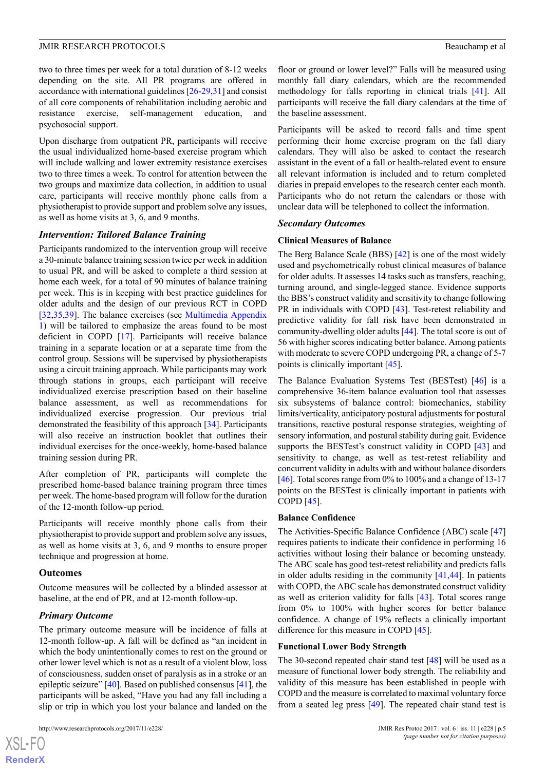two to three times per week for a total duration of 8-12 weeks depending on the site. All PR programs are offered in accordance with international guidelines [26-29,31] and consist of all core components of rehabilitation including aerobic and resistance exercise, self-management education, and psychosocial support.

Upon discharge from outpatient PR, participants will receive the usual individualized home-based exercise program which will include walking and lower extremity resistance exercises two to three times a week. To control for attention between the two groups and maximize data collection, in addition to usual care, participants will receive monthly phone calls from a physiotherapist to provide support and problem solve any issues, as well as home visits at 3, 6, and 9 months.

### *Intervention: Tailored Balance Training*

Participants randomized to the intervention group will receive a 30-minute balance training session twice per week in addition to usual PR, and will be asked to complete a third session at home each week, for a total of 90 minutes of balance training per week. This is in keeping with best practice guidelines for older adults and the design of our previous RCT in COPD [32,35,39]. The balance exercises (see Multimedia Appendix 1) will be tailored to emphasize the areas found to be most deficient in COPD [17]. Participants will receive balance training in a separate location or at a separate time from the control group. Sessions will be supervised by physiotherapists using a circuit training approach. While participants may work through stations in groups, each participant will receive individualized exercise prescription based on their baseline balance assessment, as well as recommendations for individualized exercise progression. Our previous trial demonstrated the feasibility of this approach [34]. Participants will also receive an instruction booklet that outlines their individual exercises for the once-weekly, home-based balance training session during PR.

After completion of PR, participants will complete the prescribed home-based balance training program three times per week. The home-based program will follow for the duration of the 12-month follow-up period.

Participants will receive monthly phone calls from their physiotherapist to provide support and problem solve any issues, as well as home visits at 3, 6, and 9 months to ensure proper technique and progression at home.

## Outcomes

Outcome measures will be collected by a blinded assessor at baseline, at the end of PR, and at 12-month follow-up.

### *Primary Outcome*

The primary outcome measure will be incidence of falls at 12-month follow-up. A fall will be defined as "an incident in which the body unintentionally comes to rest on the ground or other lower level which is not as a result of a violent blow, loss of consciousness, sudden onset of paralysis as in a stroke or an epileptic seizure" [40]. Based on published consensus [41], the participants will be asked, "Have you had any fall including a slip or trip in which you lost your balance and landed on the floor or ground or lower level?" Falls will be measured using monthly fall diary calendars, which are the recommended methodology for falls reporting in clinical trials [41]. All participants will receive the fall diary calendars at the time of the baseline assessment.

Participants will be asked to record falls and time spent performing their home exercise program on the fall diary calendars. They will also be asked to contact the research assistant in the event of a fall or health-related event to ensure all relevant information is included and to return completed diaries in prepaid envelopes to the research center each month. Participants who do not return the calendars or those with unclear data will be telephoned to collect the information.

### *Secondary Outcomes*

#### Clinical Measures of Balance

The Berg Balance Scale (BBS) [42] is one of the most widely used and psychometrically robust clinical measures of balance for older adults. It assesses 14 tasks such as transfers, reaching, turning around, and single-legged stance. Evidence supports the BBS's construct validity and sensitivity to change following PR in individuals with COPD [43]. Test-retest reliability and predictive validity for fall risk have been demonstrated in community-dwelling older adults [44]. The total score is out of 56 with higher scores indicating better balance. Among patients with moderate to severe COPD undergoing PR, a change of 5-7 points is clinically important [45].

The Balance Evaluation Systems Test (BESTest) [46] is a comprehensive 36-item balance evaluation tool that assesses six subsystems of balance control: biomechanics, stability limits/verticality, anticipatory postural adjustments for postural transitions, reactive postural response strategies, weighting of sensory information, and postural stability during gait. Evidence supports the BESTest's construct validity in COPD [43] and sensitivity to change, as well as test-retest reliability and concurrent validity in adults with and without balance disorders [46]. Total scores range from 0% to 100% and a change of 13-17 points on the BESTest is clinically important in patients with COPD [45].

#### Balance Confidence

The Activities-Specific Balance Confidence (ABC) scale [47] requires patients to indicate their confidence in performing 16 activities without losing their balance or becoming unsteady. The ABC scale has good test-retest reliability and predicts falls in older adults residing in the community [41,44]. In patients with COPD, the ABC scale has demonstrated construct validity as well as criterion validity for falls [43]. Total scores range from 0% to 100% with higher scores for better balance confidence. A change of 19% reflects a clinically important difference for this measure in COPD [45].

#### Functional Lower Body Strength

The 30-second repeated chair stand test [48] will be used as a measure of functional lower body strength. The reliability and validity of this measure has been established in people with COPD and the measure is correlated to maximal voluntary force from a seated leg press [49]. The repeated chair stand test is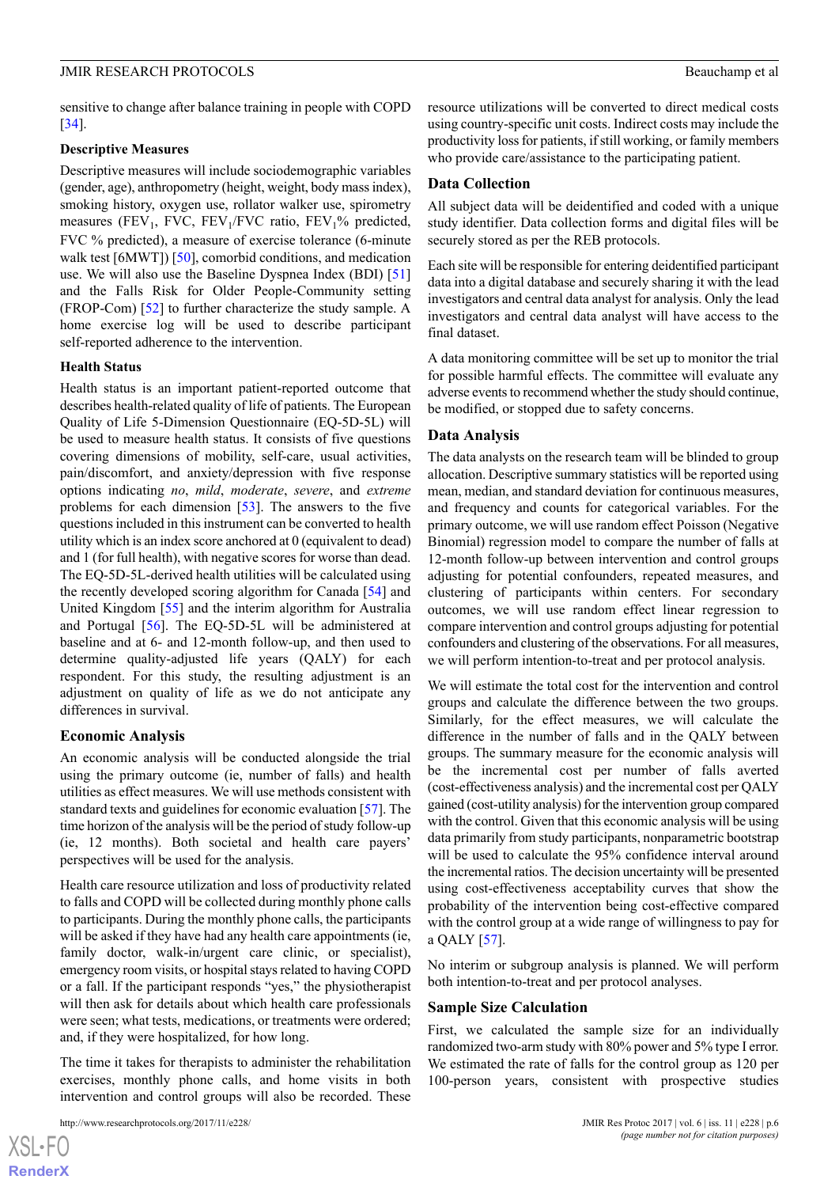sensitive to change after balance training in people with COPD [34].

### Descriptive Measures

Descriptive measures will include sociodemographic variables (gender, age), anthropometry (height, weight, body mass index), smoking history, oxygen use, rollator walker use, spirometry measures ($FEV_1$, FVC, $FEV_1$/FVC ratio, $FEV_1$% predicted, FVC % predicted), a measure of exercise tolerance (6-minute walk test [6MWT]) [50], comorbid conditions, and medication use. We will also use the Baseline Dyspnea Index (BDI) [51] and the Falls Risk for Older People-Community setting (FROP-Com) [52] to further characterize the study sample. A home exercise log will be used to describe participant self-reported adherence to the intervention.

### Health Status

Health status is an important patient-reported outcome that describes health-related quality of life of patients. The European Quality of Life 5-Dimension Questionnaire (EQ-5D-5L) will be used to measure health status. It consists of five questions covering dimensions of mobility, self-care, usual activities, pain/discomfort, and anxiety/depression with five response options indicating *no*, *mild*, *moderate*, *severe*, and *extreme* problems for each dimension [53]. The answers to the five questions included in this instrument can be converted to health utility which is an index score anchored at 0 (equivalent to dead) and 1 (for full health), with negative scores for worse than dead. The EQ-5D-5L-derived health utilities will be calculated using the recently developed scoring algorithm for Canada [54] and United Kingdom [55] and the interim algorithm for Australia and Portugal [56]. The EQ-5D-5L will be administered at baseline and at 6- and 12-month follow-up, and then used to determine quality-adjusted life years (QALY) for each respondent. For this study, the resulting adjustment is an adjustment on quality of life as we do not anticipate any differences in survival.

## Economic Analysis

An economic analysis will be conducted alongside the trial using the primary outcome (ie, number of falls) and health utilities as effect measures. We will use methods consistent with standard texts and guidelines for economic evaluation [57]. The time horizon of the analysis will be the period of study follow-up (ie, 12 months). Both societal and health care payers' perspectives will be used for the analysis.

Health care resource utilization and loss of productivity related to falls and COPD will be collected during monthly phone calls to participants. During the monthly phone calls, the participants will be asked if they have had any health care appointments (ie, family doctor, walk-in/urgent care clinic, or specialist), emergency room visits, or hospital stays related to having COPD or a fall. If the participant responds "yes," the physiotherapist will then ask for details about which health care professionals were seen; what tests, medications, or treatments were ordered; and, if they were hospitalized, for how long.

The time it takes for therapists to administer the rehabilitation exercises, monthly phone calls, and home visits in both intervention and control groups will also be recorded. These resource utilizations will be converted to direct medical costs using country-specific unit costs. Indirect costs may include the productivity loss for patients, if still working, or family members who provide care/assistance to the participating patient.

## Data Collection

All subject data will be deidentified and coded with a unique study identifier. Data collection forms and digital files will be securely stored as per the REB protocols.

Each site will be responsible for entering deidentified participant data into a digital database and securely sharing it with the lead investigators and central data analyst for analysis. Only the lead investigators and central data analyst will have access to the final dataset.

A data monitoring committee will be set up to monitor the trial for possible harmful effects. The committee will evaluate any adverse events to recommend whether the study should continue, be modified, or stopped due to safety concerns.

## Data Analysis

The data analysts on the research team will be blinded to group allocation. Descriptive summary statistics will be reported using mean, median, and standard deviation for continuous measures, and frequency and counts for categorical variables. For the primary outcome, we will use random effect Poisson (Negative Binomial) regression model to compare the number of falls at 12-month follow-up between intervention and control groups adjusting for potential confounders, repeated measures, and clustering of participants within centers. For secondary outcomes, we will use random effect linear regression to compare intervention and control groups adjusting for potential confounders and clustering of the observations. For all measures, we will perform intention-to-treat and per protocol analysis.

We will estimate the total cost for the intervention and control groups and calculate the difference between the two groups. Similarly, for the effect measures, we will calculate the difference in the number of falls and in the QALY between groups. The summary measure for the economic analysis will be the incremental cost per number of falls averted (cost-effectiveness analysis) and the incremental cost per QALY gained (cost-utility analysis) for the intervention group compared with the control. Given that this economic analysis will be using data primarily from study participants, nonparametric bootstrap will be used to calculate the 95% confidence interval around the incremental ratios. The decision uncertainty will be presented using cost-effectiveness acceptability curves that show the probability of the intervention being cost-effective compared with the control group at a wide range of willingness to pay for a QALY [57].

No interim or subgroup analysis is planned. We will perform both intention-to-treat and per protocol analyses.

## Sample Size Calculation

First, we calculated the sample size for an individually randomized two-arm study with 80% power and 5% type I error. We estimated the rate of falls for the control group as 120 per 100-person years, consistent with prospective studies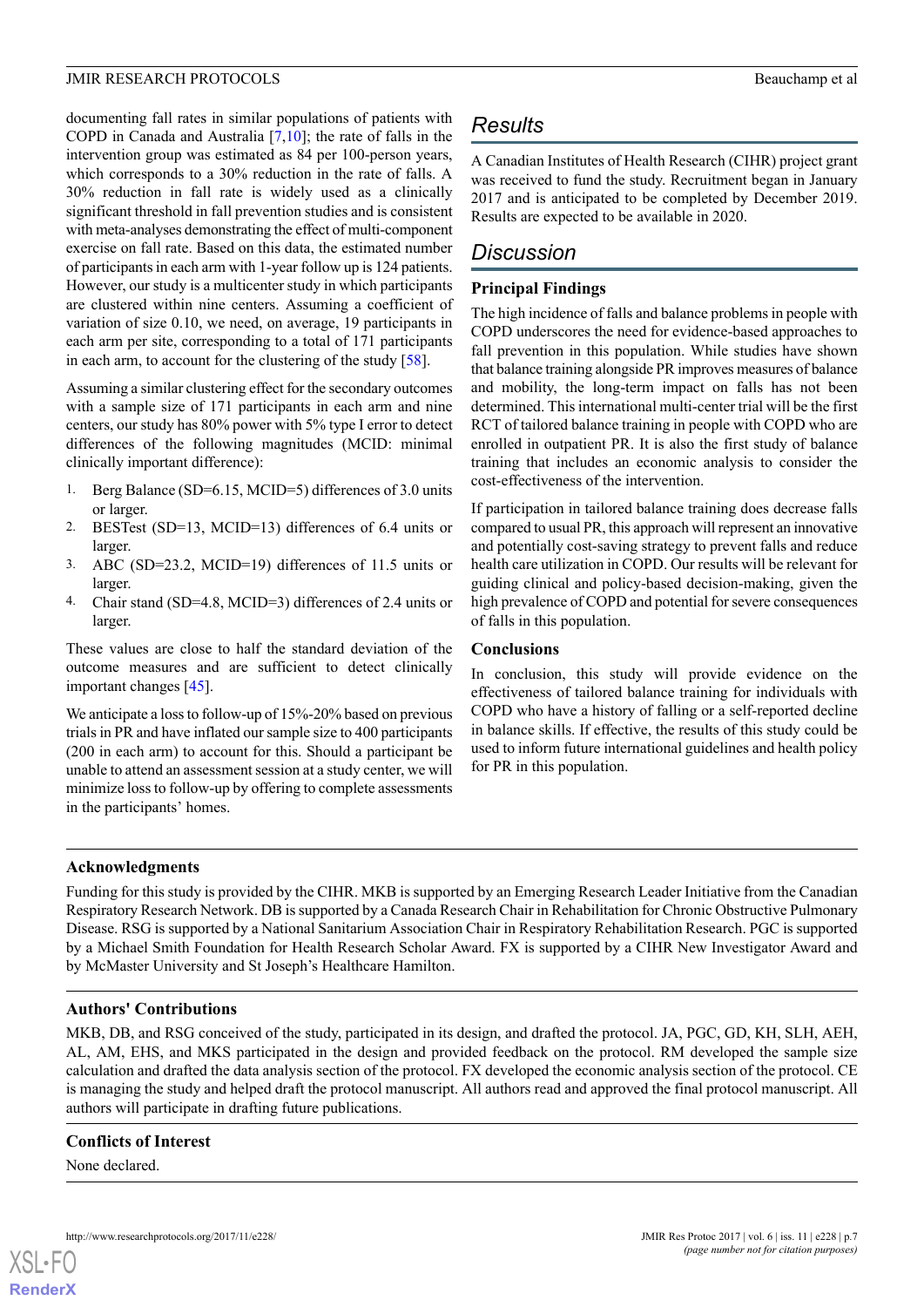documenting fall rates in similar populations of patients with COPD in Canada and Australia [7,10]; the rate of falls in the intervention group was estimated as 84 per 100-person years, which corresponds to a 30% reduction in the rate of falls. A 30% reduction in fall rate is widely used as a clinically significant threshold in fall prevention studies and is consistent with meta-analyses demonstrating the effect of multi-component exercise on fall rate. Based on this data, the estimated number of participants in each arm with 1-year follow up is 124 patients. However, our study is a multicenter study in which participants are clustered within nine centers. Assuming a coefficient of variation of size 0.10, we need, on average, 19 participants in each arm per site, corresponding to a total of 171 participants in each arm, to account for the clustering of the study [58].

Assuming a similar clustering effect for the secondary outcomes with a sample size of 171 participants in each arm and nine centers, our study has 80% power with 5% type I error to detect differences of the following magnitudes (MCID: minimal clinically important difference):

1. Berg Balance (SD=6.15, MCID=5) differences of 3.0 units or larger.
2. BESTest (SD=13, MCID=13) differences of 6.4 units or larger.
3. ABC (SD=23.2, MCID=19) differences of 11.5 units or larger.
4. Chair stand (SD=4.8, MCID=3) differences of 2.4 units or larger.

These values are close to half the standard deviation of the outcome measures and are sufficient to detect clinically important changes [45].

We anticipate a loss to follow-up of 15%-20% based on previous trials in PR and have inflated our sample size to 400 participants (200 in each arm) to account for this. Should a participant be unable to attend an assessment session at a study center, we will minimize loss to follow-up by offering to complete assessments in the participants' homes.

# Results

A Canadian Institutes of Health Research (CIHR) project grant was received to fund the study. Recruitment began in January 2017 and is anticipated to be completed by December 2019. Results are expected to be available in 2020.

# Discussion

## Principal Findings

The high incidence of falls and balance problems in people with COPD underscores the need for evidence-based approaches to fall prevention in this population. While studies have shown that balance training alongside PR improves measures of balance and mobility, the long-term impact on falls has not been determined. This international multi-center trial will be the first RCT of tailored balance training in people with COPD who are enrolled in outpatient PR. It is also the first study of balance training that includes an economic analysis to consider the cost-effectiveness of the intervention.

If participation in tailored balance training does decrease falls compared to usual PR, this approach will represent an innovative and potentially cost-saving strategy to prevent falls and reduce health care utilization in COPD. Our results will be relevant for guiding clinical and policy-based decision-making, given the high prevalence of COPD and potential for severe consequences of falls in this population.

## Conclusions

In conclusion, this study will provide evidence on the effectiveness of tailored balance training for individuals with COPD who have a history of falling or a self-reported decline in balance skills. If effective, the results of this study could be used to inform future international guidelines and health policy for PR in this population.

## Acknowledgments

Funding for this study is provided by the CIHR. MKB is supported by an Emerging Research Leader Initiative from the Canadian Respiratory Research Network. DB is supported by a Canada Research Chair in Rehabilitation for Chronic Obstructive Pulmonary Disease. RSG is supported by a National Sanitarium Association Chair in Respiratory Rehabilitation Research. PGC is supported by a Michael Smith Foundation for Health Research Scholar Award. FX is supported by a CIHR New Investigator Award and by McMaster University and St Joseph's Healthcare Hamilton.

## Authors' Contributions

MKB, DB, and RSG conceived of the study, participated in its design, and drafted the protocol. JA, PGC, GD, KH, SLH, AEH, AL, AM, EHS, and MKS participated in the design and provided feedback on the protocol. RM developed the sample size calculation and drafted the data analysis section of the protocol. FX developed the economic analysis section of the protocol. CE is managing the study and helped draft the protocol manuscript. All authors read and approved the final protocol manuscript. All authors will participate in drafting future publications.

## Conflicts of Interest

None declared.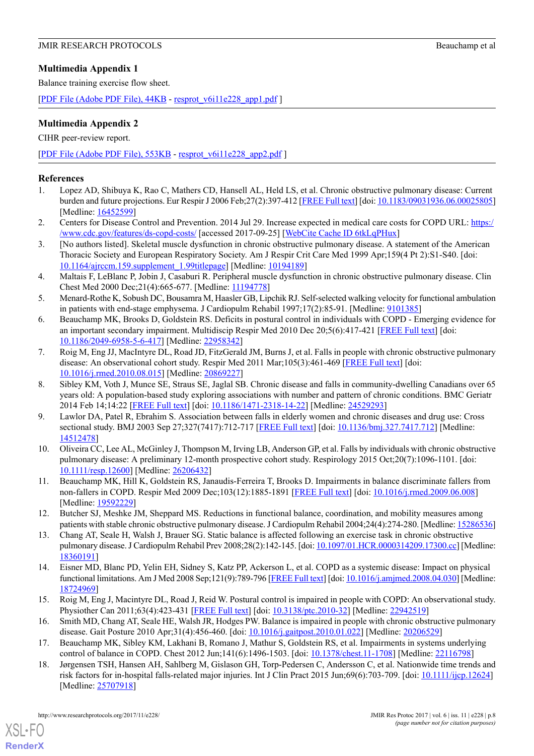## Multimedia Appendix 1

Balance training exercise flow sheet.

[PDF File (Adobe PDF File), 44KB - resprot_v6i11e228_app1.pdf ]

## Multimedia Appendix 2

CIHR peer-review report.

[PDF File (Adobe PDF File), 553KB - resprot_v6i11e228_app2.pdf ]

## References

1. Lopez AD, Shibuya K, Rao C, Mathers CD, Hansell AL, Held LS, et al. Chronic obstructive pulmonary disease: Current burden and future projections. Eur Respir J 2006 Feb;27(2):397-412 [FREE Full text] [doi: 10.1183/09031936.06.00025805] [Medline: 16452599]
2. Centers for Disease Control and Prevention. 2014 Jul 29. Increase expected in medical care costs for COPD URL: https://www.cdc.gov/features/ds-copd-costs/ [accessed 2017-09-25] [WebCite Cache ID 6tkLqPHux]
3. [No authors listed]. Skeletal muscle dysfunction in chronic obstructive pulmonary disease. A statement of the American Thoracic Society and European Respiratory Society. Am J Respir Crit Care Med 1999 Apr;159(4 Pt 2):S1-S40. [doi: 10.1164/ajrccm.159.supplement_1.99titlepage] [Medline: 10194189]
4. Maltais F, LeBlanc P, Jobin J, Casaburi R. Peripheral muscle dysfunction in chronic obstructive pulmonary disease. Clin Chest Med 2000 Dec;21(4):665-677. [Medline: 11194778]
5. Menard-Rothe K, Sobush DC, Bousamra M, Haasler GB, Lipchik RJ. Self-selected walking velocity for functional ambulation in patients with end-stage emphysema. J Cardiopulm Rehabil 1997;17(2):85-91. [Medline: 9101385]
6. Beauchamp MK, Brooks D, Goldstein RS. Deficits in postural control in individuals with COPD - Emerging evidence for an important secondary impairment. Multidiscip Respir Med 2010 Dec 20;5(6):417-421 [FREE Full text] [doi: 10.1186/2049-6958-5-6-417] [Medline: 22958342]
7. Roig M, Eng JJ, MacIntyre DL, Road JD, FitzGerald JM, Burns J, et al. Falls in people with chronic obstructive pulmonary disease: An observational cohort study. Respir Med 2011 Mar;105(3):461-469 [FREE Full text] [doi: 10.1016/j.rmed.2010.08.015] [Medline: 20869227]
8. Sibley KM, Voth J, Munce SE, Straus SE, Jaglal SB. Chronic disease and falls in community-dwelling Canadians over 65 years old: A population-based study exploring associations with number and pattern of chronic conditions. BMC Geriatr 2014 Feb 14;14:22 [FREE Full text] [doi: 10.1186/1471-2318-14-22] [Medline: 24529293]
9. Lawlor DA, Patel R, Ebrahim S. Association between falls in elderly women and chronic diseases and drug use: Cross sectional study. BMJ 2003 Sep 27;327(7417):712-717 [FREE Full text] [doi: 10.1136/bmj.327.7417.712] [Medline: 14512478]
10. Oliveira CC, Lee AL, McGinley J, Thompson M, Irving LB, Anderson GP, et al. Falls by individuals with chronic obstructive pulmonary disease: A preliminary 12-month prospective cohort study. Respirology 2015 Oct;20(7):1096-1101. [doi: 10.1111/resp.12600] [Medline: 26206432]
11. Beauchamp MK, Hill K, Goldstein RS, Janaudis-Ferreira T, Brooks D. Impairments in balance discriminate fallers from non-fallers in COPD. Respir Med 2009 Dec;103(12):1885-1891 [FREE Full text] [doi: 10.1016/j.rmed.2009.06.008] [Medline: 19592229]
12. Butcher SJ, Meshke JM, Sheppard MS. Reductions in functional balance, coordination, and mobility measures among patients with stable chronic obstructive pulmonary disease. J Cardiopulm Rehabil 2004;24(4):274-280. [Medline: 15286536]
13. Chang AT, Seale H, Walsh J, Brauer SG. Static balance is affected following an exercise task in chronic obstructive pulmonary disease. J Cardiopulm Rehabil Prev 2008;28(2):142-145. [doi: 10.1097/01.HCR.0000314209.17300.cc] [Medline: 18360191]
14. Eisner MD, Blanc PD, Yelin EH, Sidney S, Katz PP, Ackerson L, et al. COPD as a systemic disease: Impact on physical functional limitations. Am J Med 2008 Sep;121(9):789-796 [FREE Full text] [doi: 10.1016/j.amjmed.2008.04.030] [Medline: 18724969]
15. Roig M, Eng J, Macintyre DL, Road J, Reid W. Postural control is impaired in people with COPD: An observational study. Physiother Can 2011;63(4):423-431 [FREE Full text] [doi: 10.3138/ptc.2010-32] [Medline: 22942519]
16. Smith MD, Chang AT, Seale HE, Walsh JR, Hodges PW. Balance is impaired in people with chronic obstructive pulmonary disease. Gait Posture 2010 Apr;31(4):456-460. [doi: 10.1016/j.gaitpost.2010.01.022] [Medline: 20206529]
17. Beauchamp MK, Sibley KM, Lakhani B, Romano J, Mathur S, Goldstein RS, et al. Impairments in systems underlying control of balance in COPD. Chest 2012 Jun;141(6):1496-1503. [doi: 10.1378/chest.11-1708] [Medline: 22116798]
18. Jørgensen TSH, Hansen AH, Sahlberg M, Gislason GH, Torp-Pedersen C, Andersson C, et al. Nationwide time trends and risk factors for in-hospital falls-related major injuries. Int J Clin Pract 2015 Jun;69(6):703-709. [doi: 10.1111/ijcp.12624] [Medline: 25707918]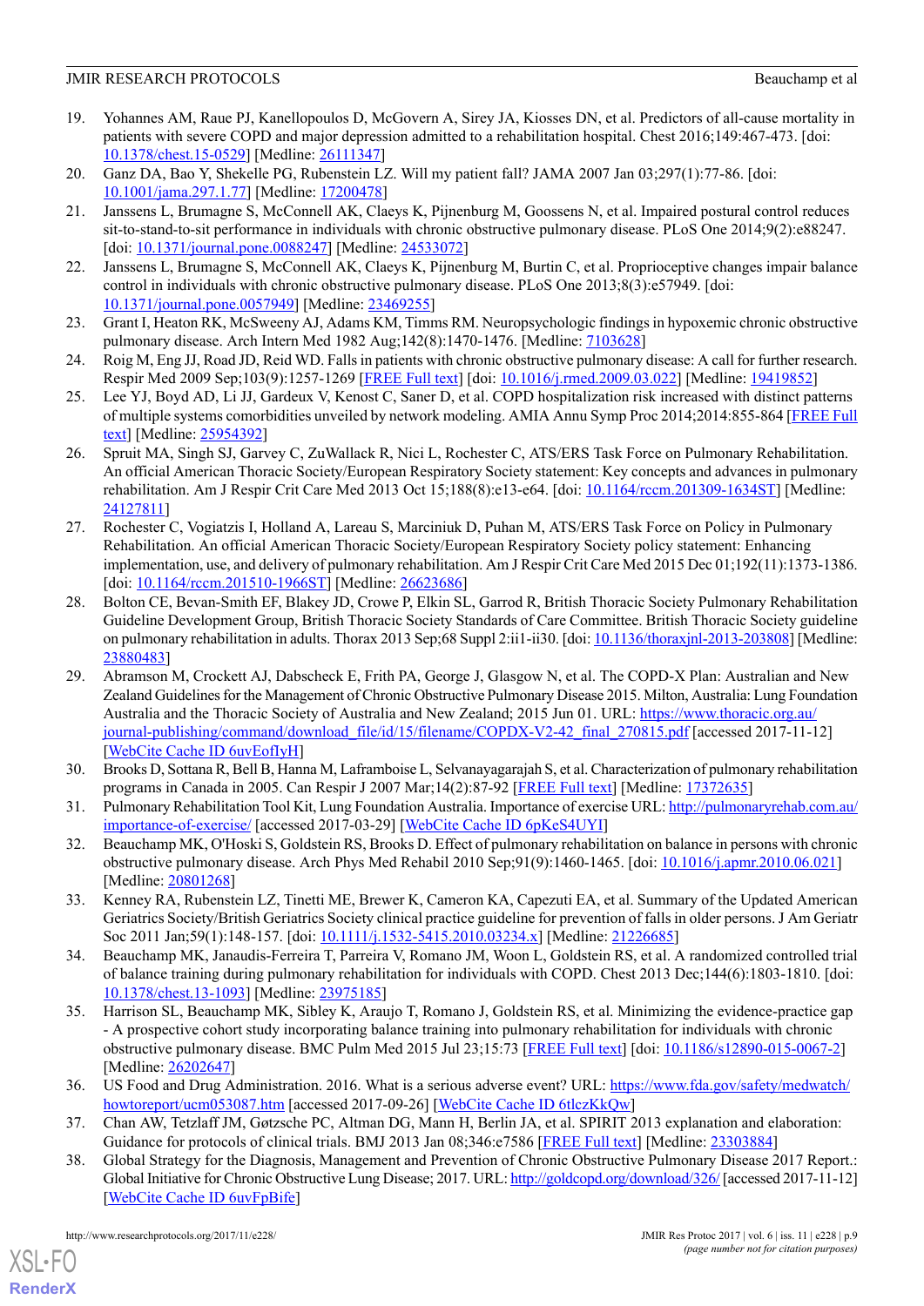19. Yohannes AM, Raue PJ, Kanellopoulos D, McGovern A, Sirey JA, Kiosses DN, et al. Predictors of all-cause mortality in patients with severe COPD and major depression admitted to a rehabilitation hospital. Chest 2016;149:467-473. [doi: 10.1378/chest.15-0529] [Medline: 26111347]
20. Ganz DA, Bao Y, Shekelle PG, Rubenstein LZ. Will my patient fall? JAMA 2007 Jan 03;297(1):77-86. [doi: 10.1001/jama.297.1.77] [Medline: 17200478]
21. Janssens L, Brumagne S, McConnell AK, Claeys K, Pijnenburg M, Goossens N, et al. Impaired postural control reduces sit-to-stand-to-sit performance in individuals with chronic obstructive pulmonary disease. PLoS One 2014;9(2):e88247. [doi: 10.1371/journal.pone.0088247] [Medline: 24533072]
22. Janssens L, Brumagne S, McConnell AK, Claeys K, Pijnenburg M, Burtin C, et al. Proprioceptive changes impair balance control in individuals with chronic obstructive pulmonary disease. PLoS One 2013;8(3):e57949. [doi: 10.1371/journal.pone.0057949] [Medline: 23469255]
23. Grant I, Heaton RK, McSweeny AJ, Adams KM, Timms RM. Neuropsychologic findings in hypoxemic chronic obstructive pulmonary disease. Arch Intern Med 1982 Aug;142(8):1470-1476. [Medline: 7103628]
24. Roig M, Eng JJ, Road JD, Reid WD. Falls in patients with chronic obstructive pulmonary disease: A call for further research. Respir Med 2009 Sep;103(9):1257-1269 [FREE Full text] [doi: 10.1016/j.rmed.2009.03.022] [Medline: 19419852]
25. Lee YJ, Boyd AD, Li JJ, Gardeux V, Kenost C, Saner D, et al. COPD hospitalization risk increased with distinct patterns of multiple systems comorbidities unveiled by network modeling. AMIA Annu Symp Proc 2014;2014:855-864 [FREE Full text] [Medline: 25954392]
26. Spruit MA, Singh SJ, Garvey C, ZuWallack R, Nici L, Rochester C, ATS/ERS Task Force on Pulmonary Rehabilitation. An official American Thoracic Society/European Respiratory Society statement: Key concepts and advances in pulmonary rehabilitation. Am J Respir Crit Care Med 2013 Oct 15;188(8):e13-e64. [doi: 10.1164/rccm.201309-1634ST] [Medline: 24127811]
27. Rochester C, Vogiatzis I, Holland A, Lareau S, Marciniuk D, Puhan M, ATS/ERS Task Force on Policy in Pulmonary Rehabilitation. An official American Thoracic Society/European Respiratory Society policy statement: Enhancing implementation, use, and delivery of pulmonary rehabilitation. Am J Respir Crit Care Med 2015 Dec 01;192(11):1373-1386. [doi: 10.1164/rccm.201510-1966ST] [Medline: 26623686]
28. Bolton CE, Bevan-Smith EF, Blakey JD, Crowe P, Elkin SL, Garrod R, British Thoracic Society Pulmonary Rehabilitation Guideline Development Group, British Thoracic Society Standards of Care Committee. British Thoracic Society guideline on pulmonary rehabilitation in adults. Thorax 2013 Sep;68 Suppl 2:ii1-ii30. [doi: 10.1136/thoraxjnl-2013-203808] [Medline: 23880483]
29. Abramson M, Crockett AJ, Dabscheck E, Frith PA, George J, Glasgow N, et al. The COPD-X Plan: Australian and New Zealand Guidelines for the Management of Chronic Obstructive Pulmonary Disease 2015. Milton, Australia: Lung Foundation Australia and the Thoracic Society of Australia and New Zealand; 2015 Jun 01. URL: https://www.thoracic.org.au/journal-publishing/command/download_file/id/15/filename/COPDX-V2-42_final_270815.pdf [accessed 2017-11-12] [WebCite Cache ID 6uvEoflyH]
30. Brooks D, Sottana R, Bell B, Hanna M, Laframboise L, Selvanayagarajah S, et al. Characterization of pulmonary rehabilitation programs in Canada in 2005. Can Respir J 2007 Mar;14(2):87-92 [FREE Full text] [Medline: 17372635]
31. Pulmonary Rehabilitation Tool Kit, Lung Foundation Australia. Importance of exercise URL: http://pulmonaryrehab.com.au/importance-of-exercise/ [accessed 2017-03-29] [WebCite Cache ID 6pKeS4UYI]
32. Beauchamp MK, O'Hoski S, Goldstein RS, Brooks D. Effect of pulmonary rehabilitation on balance in persons with chronic obstructive pulmonary disease. Arch Phys Med Rehabil 2010 Sep;91(9):1460-1465. [doi: 10.1016/j.apmr.2010.06.021] [Medline: 20801268]
33. Kenney RA, Rubenstein LZ, Tinetti ME, Brewer K, Cameron KA, Capezuti EA, et al. Summary of the Updated American Geriatrics Society/British Geriatrics Society clinical practice guideline for prevention of falls in older persons. J Am Geriatr Soc 2011 Jan;59(1):148-157. [doi: 10.1111/j.1532-5415.2010.03234.x] [Medline: 21226685]
34. Beauchamp MK, Janaudis-Ferreira T, Parreira V, Romano JM, Woon L, Goldstein RS, et al. A randomized controlled trial of balance training during pulmonary rehabilitation for individuals with COPD. Chest 2013 Dec;144(6):1803-1810. [doi: 10.1378/chest.13-1093] [Medline: 23975185]
35. Harrison SL, Beauchamp MK, Sibley K, Araujo T, Romano J, Goldstein RS, et al. Minimizing the evidence-practice gap - A prospective cohort study incorporating balance training into pulmonary rehabilitation for individuals with chronic obstructive pulmonary disease. BMC Pulm Med 2015 Jul 23;15:73 [FREE Full text] [doi: 10.1186/s12890-015-0067-2] [Medline: 26202647]
36. US Food and Drug Administration. 2016. What is a serious adverse event? URL: https://www.fda.gov/safety/medwatch/howtoreport/ucm053087.htm [accessed 2017-09-26] [WebCite Cache ID 6tlczKkQw]
37. Chan AW, Tetzlaff JM, Gøtzsche PC, Altman DG, Mann H, Berlin JA, et al. SPIRIT 2013 explanation and elaboration: Guidance for protocols of clinical trials. BMJ 2013 Jan 08;346:e7586 [FREE Full text] [Medline: 23303884]
38. Global Strategy for the Diagnosis, Management and Prevention of Chronic Obstructive Pulmonary Disease 2017 Report.: Global Initiative for Chronic Obstructive Lung Disease; 2017. URL: http://goldcopd.org/download/326/ [accessed 2017-11-12] [WebCite Cache ID 6uvFpBife]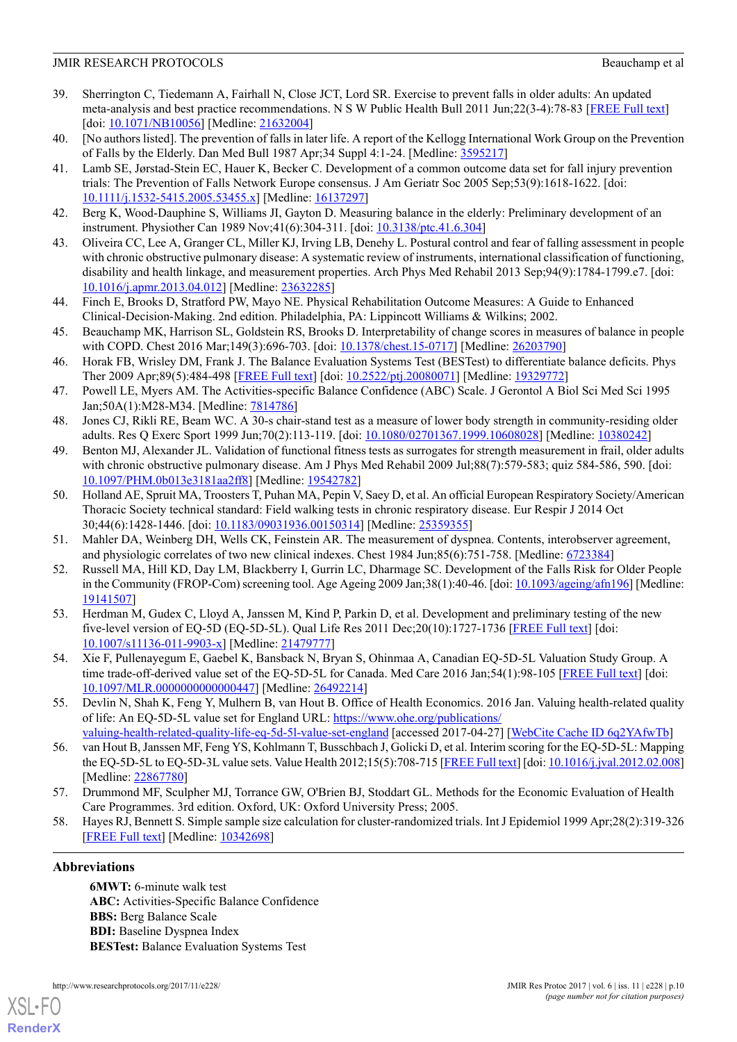39. Sherrington C, Tiedemann A, Fairhall N, Close JCT, Lord SR. Exercise to prevent falls in older adults: An updated meta-analysis and best practice recommendations. N S W Public Health Bull 2011 Jun;22(3-4):78-83 [FREE Full text] [doi: 10.1071/NB10056] [Medline: 21632004]
40. [No authors listed]. The prevention of falls in later life. A report of the Kellogg International Work Group on the Prevention of Falls by the Elderly. Dan Med Bull 1987 Apr;34 Suppl 4:1-24. [Medline: 3595217]
41. Lamb SE, Jørstad-Stein EC, Hauer K, Becker C. Development of a common outcome data set for fall injury prevention trials: The Prevention of Falls Network Europe consensus. J Am Geriatr Soc 2005 Sep;53(9):1618-1622. [doi: 10.1111/j.1532-5415.2005.53455.x] [Medline: 16137297]
42. Berg K, Wood-Dauphine S, Williams JI, Gayton D. Measuring balance in the elderly: Preliminary development of an instrument. Physiother Can 1989 Nov;41(6):304-311. [doi: 10.3138/ptc.41.6.304]
43. Oliveira CC, Lee A, Granger CL, Miller KJ, Irving LB, Denehy L. Postural control and fear of falling assessment in people with chronic obstructive pulmonary disease: A systematic review of instruments, international classification of functioning, disability and health linkage, and measurement properties. Arch Phys Med Rehabil 2013 Sep;94(9):1784-1799.e7. [doi: 10.1016/j.apmr.2013.04.012] [Medline: 23632285]
44. Finch E, Brooks D, Stratford PW, Mayo NE. Physical Rehabilitation Outcome Measures: A Guide to Enhanced Clinical-Decision-Making. 2nd edition. Philadelphia, PA: Lippincott Williams & Wilkins; 2002.
45. Beauchamp MK, Harrison SL, Goldstein RS, Brooks D. Interpretability of change scores in measures of balance in people with COPD. Chest 2016 Mar;149(3):696-703. [doi: 10.1378/chest.15-0717] [Medline: 26203790]
46. Horak FB, Wrisley DM, Frank J. The Balance Evaluation Systems Test (BESTest) to differentiate balance deficits. Phys Ther 2009 Apr;89(5):484-498 [FREE Full text] [doi: 10.2522/ptj.20080071] [Medline: 19329772]
47. Powell LE, Myers AM. The Activities-specific Balance Confidence (ABC) Scale. J Gerontol A Biol Sci Med Sci 1995 Jan;50A(1):M28-M34. [Medline: 7814786]
48. Jones CJ, Rikli RE, Beam WC. A 30-s chair-stand test as a measure of lower body strength in community-residing older adults. Res Q Exerc Sport 1999 Jun;70(2):113-119. [doi: 10.1080/02701367.1999.10608028] [Medline: 10380242]
49. Benton MJ, Alexander JL. Validation of functional fitness tests as surrogates for strength measurement in frail, older adults with chronic obstructive pulmonary disease. Am J Phys Med Rehabil 2009 Jul;88(7):579-583; quiz 584-586, 590. [doi: 10.1097/PHM.0b013e3181aa2ff8] [Medline: 19542782]
50. Holland AE, Spruit MA, Troosters T, Puhan MA, Pepin V, Saey D, et al. An official European Respiratory Society/American Thoracic Society technical standard: Field walking tests in chronic respiratory disease. Eur Respir J 2014 Oct 30;44(6):1428-1446. [doi: 10.1183/09031936.00150314] [Medline: 25359355]
51. Mahler DA, Weinberg DH, Wells CK, Feinstein AR. The measurement of dyspnea. Contents, interobserver agreement, and physiologic correlates of two new clinical indexes. Chest 1984 Jun;85(6):751-758. [Medline: 6723384]
52. Russell MA, Hill KD, Day LM, Blackberry I, Gurrin LC, Dharmage SC. Development of the Falls Risk for Older People in the Community (FROP-Com) screening tool. Age Ageing 2009 Jan;38(1):40-46. [doi: 10.1093/ageing/afn196] [Medline: 19141507]
53. Herdman M, Gudex C, Lloyd A, Janssen M, Kind P, Parkin D, et al. Development and preliminary testing of the new five-level version of EQ-5D (EQ-5D-5L). Qual Life Res 2011 Dec;20(10):1727-1736 [FREE Full text] [doi: 10.1007/s11136-011-9903-x] [Medline: 21479777]
54. Xie F, Pullenayegum E, Gaebel K, Bansback N, Bryan S, Ohinmaa A, Canadian EQ-5D-5L Valuation Study Group. A time trade-off-derived value set of the EQ-5D-5L for Canada. Med Care 2016 Jan;54(1):98-105 [FREE Full text] [doi: 10.1097/MLR.0000000000000447] [Medline: 26492214]
55. Devlin N, Shah K, Feng Y, Mulhern B, van Hout B. Office of Health Economics. 2016 Jan. Valuing health-related quality of life: An EQ-5D-5L value set for England URL: https://www.ohe.org/publications/valuing-health-related-quality-life-eq-5d-5l-value-set-england [accessed 2017-04-27] [WebCite Cache ID 6q2YAfwTb]
56. van Hout B, Janssen MF, Feng YS, Kohlmann T, Busschbach J, Golicki D, et al. Interim scoring for the EQ-5D-5L: Mapping the EQ-5D-5L to EQ-5D-3L value sets. Value Health 2012;15(5):708-715 [FREE Full text] [doi: 10.1016/j.jval.2012.02.008] [Medline: 22867780]
57. Drummond MF, Sculpher MJ, Torrance GW, O'Brien BJ, Stoddart GL. Methods for the Economic Evaluation of Health Care Programmes. 3rd edition. Oxford, UK: Oxford University Press; 2005.
58. Hayes RJ, Bennett S. Simple sample size calculation for cluster-randomized trials. Int J Epidemiol 1999 Apr;28(2):319-326 [FREE Full text] [Medline: 10342698]

## Abbreviations

**6MWT:** 6-minute walk test
**ABC:** Activities-Specific Balance Confidence
**BBS:** Berg Balance Scale
**BDI:** Baseline Dyspnea Index
**BESTest:** Balance Evaluation Systems Test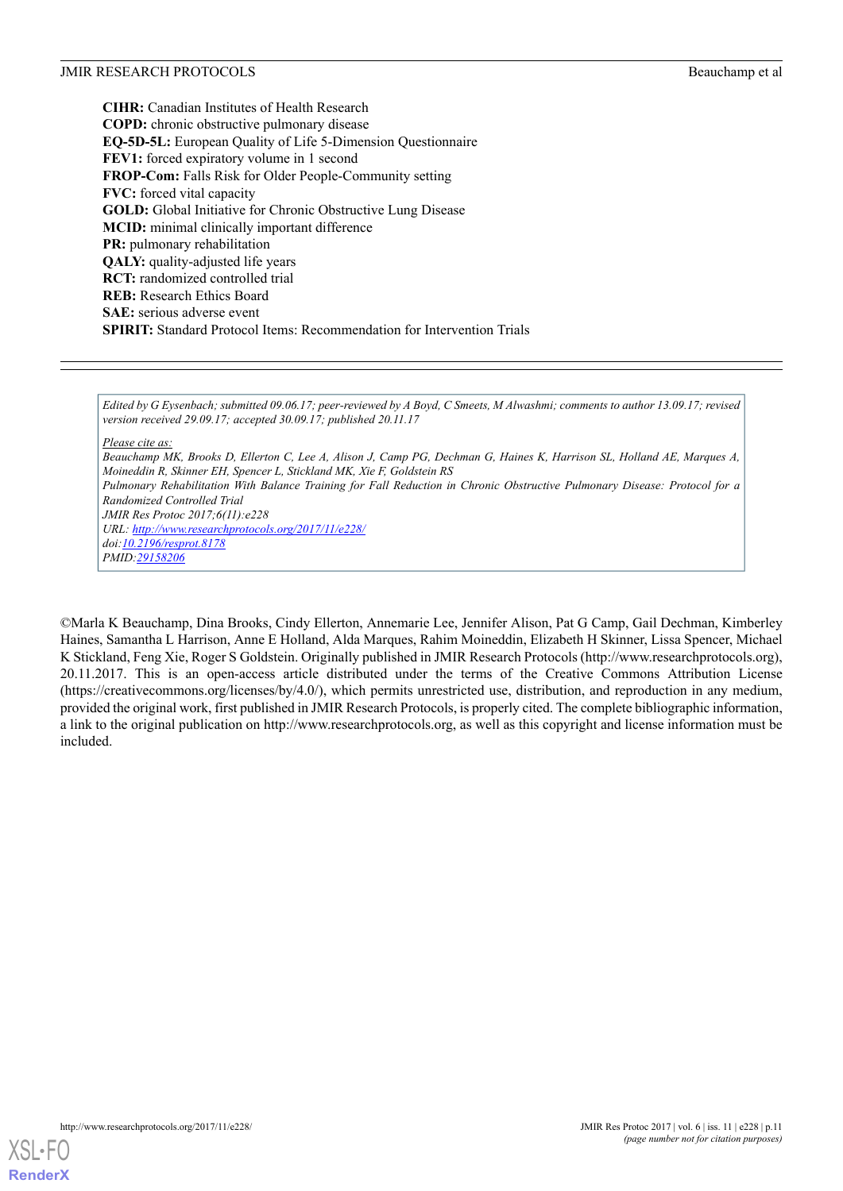**CIHR:** Canadian Institutes of Health Research
**COPD:** chronic obstructive pulmonary disease
**EQ-5D-5L:** European Quality of Life 5-Dimension Questionnaire
**FEV1:** forced expiratory volume in 1 second
**FROP-Com:** Falls Risk for Older People-Community setting
**FVC:** forced vital capacity
**GOLD:** Global Initiative for Chronic Obstructive Lung Disease
**MCID:** minimal clinically important difference
**PR:** pulmonary rehabilitation
**QALY:** quality-adjusted life years
**RCT:** randomized controlled trial
**REB:** Research Ethics Board
**SAE:** serious adverse event
**SPIRIT:** Standard Protocol Items: Recommendation for Intervention Trials

---

*Edited by G Eysenbach; submitted 09.06.17; peer-reviewed by A Boyd, C Smeets, M Alwashmi; comments to author 13.09.17; revised version received 29.09.17; accepted 30.09.17; published 20.11.17*

*Please cite as:*
*Beauchamp MK, Brooks D, Ellerton C, Lee A, Alison J, Camp PG, Dechman G, Haines K, Harrison SL, Holland AE, Marques A, Moineddin R, Skinner EH, Spencer L, Stickland MK, Xie F, Goldstein RS*
*Pulmonary Rehabilitation With Balance Training for Fall Reduction in Chronic Obstructive Pulmonary Disease: Protocol for a Randomized Controlled Trial*
*JMIR Res Protoc 2017;6(11):e228*
*URL: http://www.researchprotocols.org/2017/11/e228/*
*doi:10.2196/resprot.8178*
*PMID:29158206*

©Marla K Beauchamp, Dina Brooks, Cindy Ellerton, Annemarie Lee, Jennifer Alison, Pat G Camp, Gail Dechman, Kimberley Haines, Samantha L Harrison, Anne E Holland, Alda Marques, Rahim Moineddin, Elizabeth H Skinner, Lissa Spencer, Michael K Stickland, Feng Xie, Roger S Goldstein. Originally published in JMIR Research Protocols (http://www.researchprotocols.org), 20.11.2017. This is an open-access article distributed under the terms of the Creative Commons Attribution License (https://creativecommons.org/licenses/by/4.0/), which permits unrestricted use, distribution, and reproduction in any medium, provided the original work, first published in JMIR Research Protocols, is properly cited. The complete bibliographic information, a link to the original publication on http://www.researchprotocols.org, as well as this copyright and license information must be included.